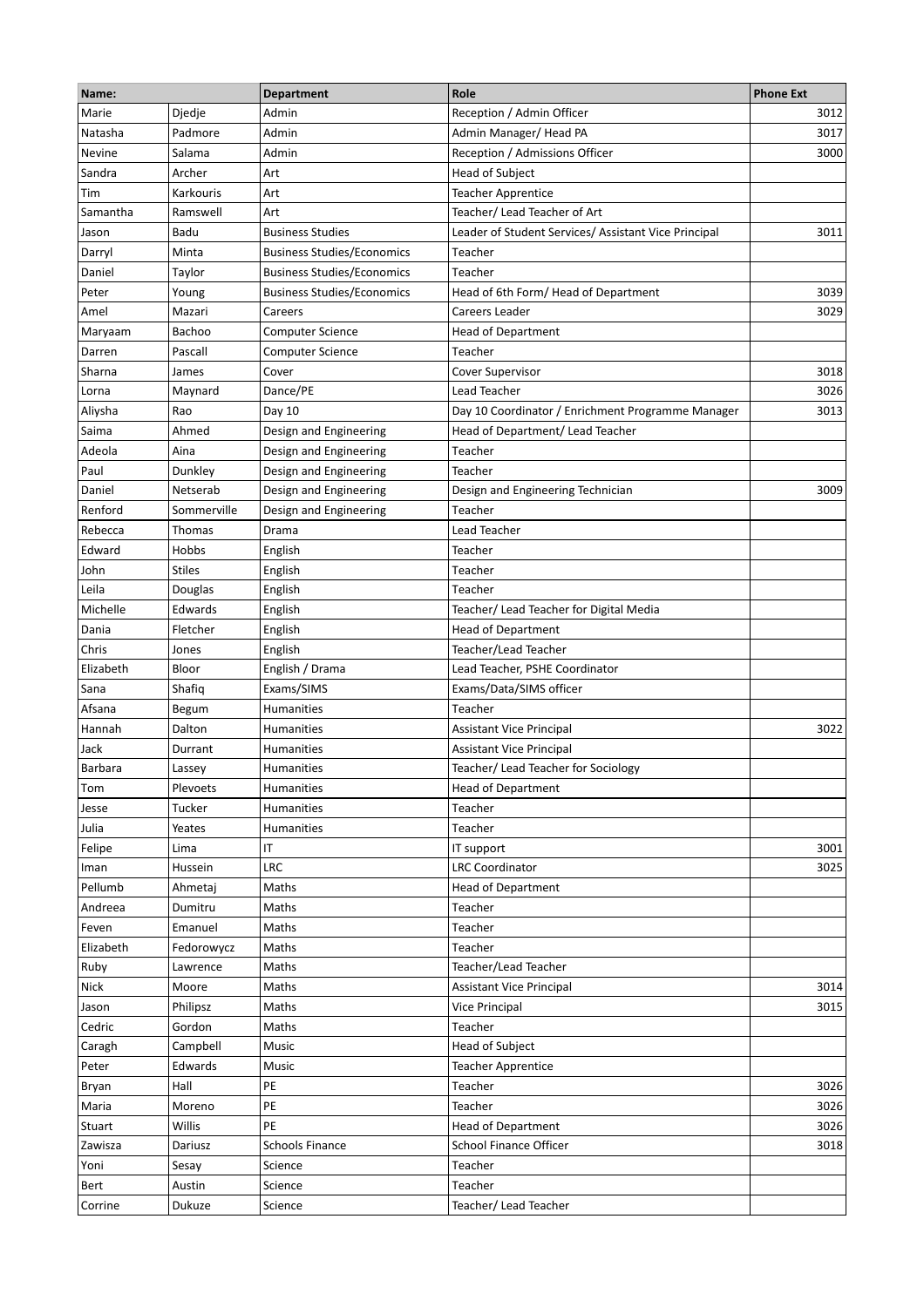| Name: | | Department | Role | Phone Ext |
|---|---|---|---|---|
| Marie | Djedje | Admin | Reception / Admin Officer | 3012 |
| Natasha | Padmore | Admin | Admin Manager/ Head PA | 3017 |
| Nevine | Salama | Admin | Reception / Admissions Officer | 3000 |
| Sandra | Archer | Art | Head of Subject | |
| Tim | Karkouris | Art | Teacher Apprentice | |
| Samantha | Ramswell | Art | Teacher/ Lead Teacher of Art | |
| Jason | Badu | Business Studies | Leader of Student Services/ Assistant Vice Principal | 3011 |
| Darryl | Minta | Business Studies/Economics | Teacher | |
| Daniel | Taylor | Business Studies/Economics | Teacher | |
| Peter | Young | Business Studies/Economics | Head of 6th Form/ Head of Department | 3039 |
| Amel | Mazari | Careers | Careers Leader | 3029 |
| Maryaam | Bachoo | Computer Science | Head of Department | |
| Darren | Pascall | Computer Science | Teacher | |
| Sharna | James | Cover | Cover Supervisor | 3018 |
| Lorna | Maynard | Dance/PE | Lead Teacher | 3026 |
| Aliysha | Rao | Day 10 | Day 10 Coordinator / Enrichment Programme Manager | 3013 |
| Saima | Ahmed | Design and Engineering | Head of Department/ Lead Teacher | |
| Adeola | Aina | Design and Engineering | Teacher | |
| Paul | Dunkley | Design and Engineering | Teacher | |
| Daniel | Netserab | Design and Engineering | Design and Engineering Technician | 3009 |
| Renford | Sommerville | Design and Engineering | Teacher | |
| Rebecca | Thomas | Drama | Lead Teacher | |
| Edward | Hobbs | English | Teacher | |
| John | Stiles | English | Teacher | |
| Leila | Douglas | English | Teacher | |
| Michelle | Edwards | English | Teacher/ Lead Teacher for Digital Media | |
| Dania | Fletcher | English | Head of Department | |
| Chris | Jones | English | Teacher/Lead Teacher | |
| Elizabeth | Bloor | English / Drama | Lead Teacher, PSHE Coordinator | |
| Sana | Shafiq | Exams/SIMS | Exams/Data/SIMS officer | |
| Afsana | Begum | Humanities | Teacher | |
| Hannah | Dalton | Humanities | Assistant Vice Principal | 3022 |
| Jack | Durrant | Humanities | Assistant Vice Principal | |
| Barbara | Lassey | Humanities | Teacher/ Lead Teacher for Sociology | |
| Tom | Plevoets | Humanities | Head of Department | |
| Jesse | Tucker | Humanities | Teacher | |
| Julia | Yeates | Humanities | Teacher | |
| Felipe | Lima | IT | IT support | 3001 |
| Iman | Hussein | LRC | LRC Coordinator | 3025 |
| Pellumb | Ahmetaj | Maths | Head of Department | |
| Andreea | Dumitru | Maths | Teacher | |
| Feven | Emanuel | Maths | Teacher | |
| Elizabeth | Fedorowycz | Maths | Teacher | |
| Ruby | Lawrence | Maths | Teacher/Lead Teacher | |
| Nick | Moore | Maths | Assistant Vice Principal | 3014 |
| Jason | Philipsz | Maths | Vice Principal | 3015 |
| Cedric | Gordon | Maths | Teacher | |
| Caragh | Campbell | Music | Head of Subject | |
| Peter | Edwards | Music | Teacher Apprentice | |
| Bryan | Hall | PE | Teacher | 3026 |
| Maria | Moreno | PE | Teacher | 3026 |
| Stuart | Willis | PE | Head of Department | 3026 |
| Zawisza | Dariusz | Schools Finance | School Finance Officer | 3018 |
| Yoni | Sesay | Science | Teacher | |
| Bert | Austin | Science | Teacher | |
| Corrine | Dukuze | Science | Teacher/ Lead Teacher | |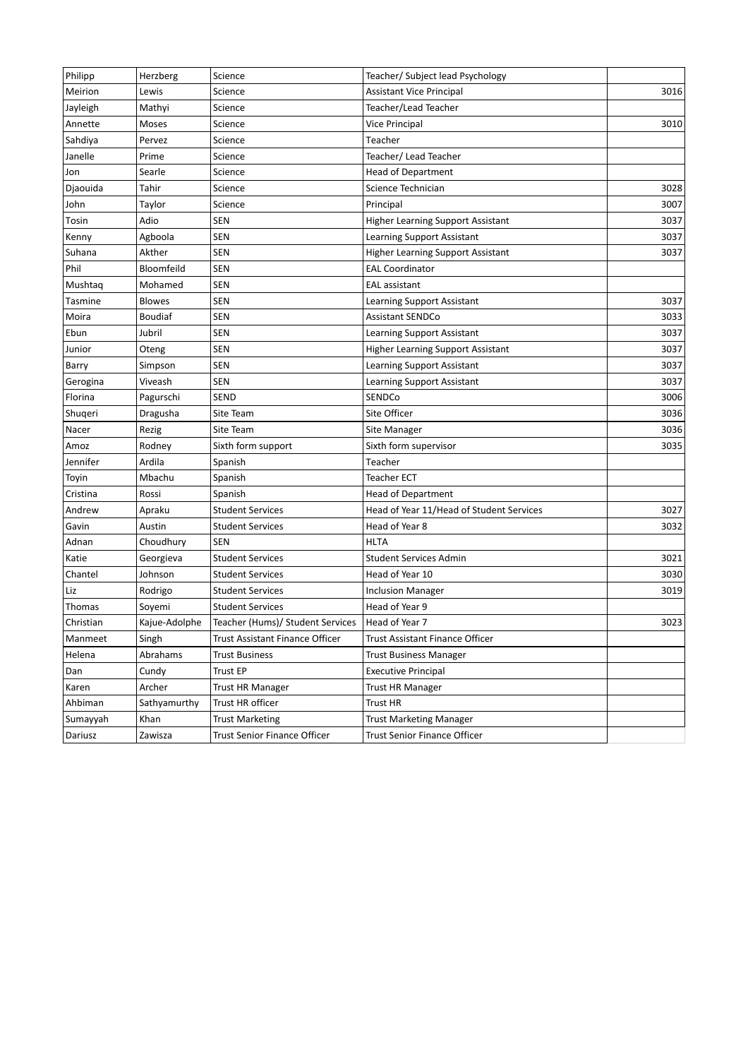| | | | | |
|---|---|---|---|---|
| Philipp | Herzberg | Science | Teacher/ Subject lead Psychology | |
| Meirion | Lewis | Science | Assistant Vice Principal | 3016 |
| Jayleigh | Mathyi | Science | Teacher/Lead Teacher | |
| Annette | Moses | Science | Vice Principal | 3010 |
| Sahdiya | Pervez | Science | Teacher | |
| Janelle | Prime | Science | Teacher/ Lead Teacher | |
| Jon | Searle | Science | Head of Department | |
| Djaouida | Tahir | Science | Science Technician | 3028 |
| John | Taylor | Science | Principal | 3007 |
| Tosin | Adio | SEN | Higher Learning Support Assistant | 3037 |
| Kenny | Agboola | SEN | Learning Support Assistant | 3037 |
| Suhana | Akther | SEN | Higher Learning Support Assistant | 3037 |
| Phil | Bloomfeild | SEN | EAL Coordinator | |
| Mushtaq | Mohamed | SEN | EAL assistant | |
| Tasmine | Blowes | SEN | Learning Support Assistant | 3037 |
| Moira | Boudiaf | SEN | Assistant SENDCo | 3033 |
| Ebun | Jubril | SEN | Learning Support Assistant | 3037 |
| Junior | Oteng | SEN | Higher Learning Support Assistant | 3037 |
| Barry | Simpson | SEN | Learning Support Assistant | 3037 |
| Gerogina | Viveash | SEN | Learning Support Assistant | 3037 |
| Florina | Pagurschi | SEND | SENDCo | 3006 |
| Shuqeri | Dragusha | Site Team | Site Officer | 3036 |
| Nacer | Rezig | Site Team | Site Manager | 3036 |
| Amoz | Rodney | Sixth form support | Sixth form supervisor | 3035 |
| Jennifer | Ardila | Spanish | Teacher | |
| Toyin | Mbachu | Spanish | Teacher ECT | |
| Cristina | Rossi | Spanish | Head of Department | |
| Andrew | Apraku | Student Services | Head of Year 11/Head of Student Services | 3027 |
| Gavin | Austin | Student Services | Head of Year 8 | 3032 |
| Adnan | Choudhury | SEN | HLTA | |
| Katie | Georgieva | Student Services | Student Services Admin | 3021 |
| Chantel | Johnson | Student Services | Head of Year 10 | 3030 |
| Liz | Rodrigo | Student Services | Inclusion Manager | 3019 |
| Thomas | Soyemi | Student Services | Head of Year 9 | |
| Christian | Kajue-Adolphe | Teacher (Hums)/ Student Services | Head of Year 7 | 3023 |
| Manmeet | Singh | Trust Assistant Finance Officer | Trust Assistant Finance Officer | |
| Helena | Abrahams | Trust Business | Trust Business Manager | |
| Dan | Cundy | Trust EP | Executive Principal | |
| Karen | Archer | Trust HR Manager | Trust HR Manager | |
| Ahbiman | Sathyamurthy | Trust HR officer | Trust HR | |
| Sumayyah | Khan | Trust Marketing | Trust Marketing Manager | |
| Dariusz | Zawisza | Trust Senior Finance Officer | Trust Senior Finance Officer | |